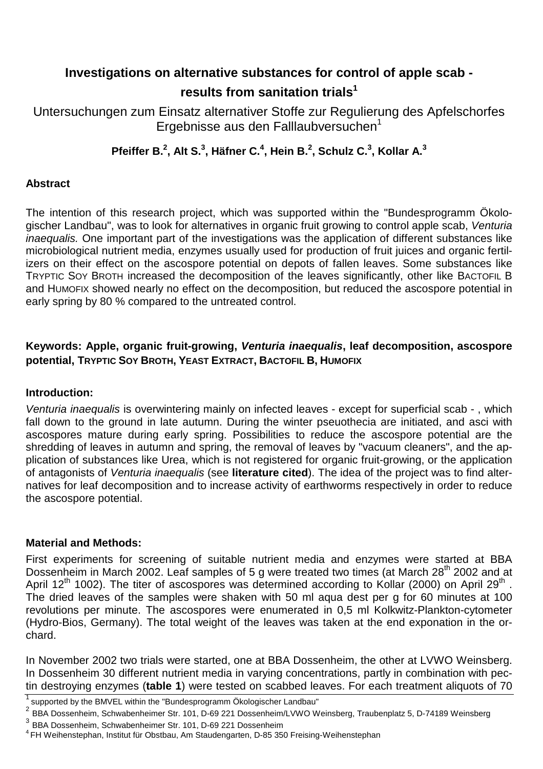# Investigations on alternative substances for control of apple scab - results from sanitation trials[1]

Untersuchungen zum Einsatz alternativer Stoffe zur Regulierung des Apfelschorfes Ergebnisse aus den Falllaubversuchen[1]

**Pfeiffer B.[2], Alt S.[3], Häfner C.[4], Hein B.[2], Schulz C.[3], Kollar A.[3]**

## Abstract

The intention of this research project, which was supported within the "Bundesprogramm Ökologischer Landbau", was to look for alternatives in organic fruit growing to control apple scab, *Venturia inaequalis.* One important part of the investigations was the application of different substances like microbiological nutrient media, enzymes usually used for production of fruit juices and organic fertilizers on their effect on the ascospore potential on depots of fallen leaves. Some substances like TRYPTIC SOY BROTH increased the decomposition of the leaves significantly, other like BACTOFIL B and HUMOFIX showed nearly no effect on the decomposition, but reduced the ascospore potential in early spring by 80 % compared to the untreated control.

**Keywords: Apple, organic fruit-growing, *Venturia inaequalis*, leaf decomposition, ascospore potential, TRYPTIC SOY BROTH, YEAST EXTRACT, BACTOFIL B, HUMOFIX**

## Introduction:

*Venturia inaequalis* is overwintering mainly on infected leaves - except for superficial scab - , which fall down to the ground in late autumn. During the winter pseuothecia are initiated, and asci with ascospores mature during early spring. Possibilities to reduce the ascospore potential are the shredding of leaves in autumn and spring, the removal of leaves by "vacuum cleaners", and the application of substances like Urea, which is not registered for organic fruit-growing, or the application of antagonists of *Venturia inaequalis* (see **literature cited**). The idea of the project was to find alternatives for leaf decomposition and to increase activity of earthworms respectively in order to reduce the ascospore potential.

## Material and Methods:

First experiments for screening of suitable nutrient media and enzymes were started at BBA Dossenheim in March 2002. Leaf samples of 5 g were treated two times (at March 28th 2002 and at April 12th 1002). The titer of ascospores was determined according to Kollar (2000) on April 29th . The dried leaves of the samples were shaken with 50 ml aqua dest per g for 60 minutes at 100 revolutions per minute. The ascospores were enumerated in 0,5 ml Kolkwitz-Plankton-cytometer (Hydro-Bios, Germany). The total weight of the leaves was taken at the end exponation in the orchard.

In November 2002 two trials were started, one at BBA Dossenheim, the other at LVWO Weinsberg. In Dossenheim 30 different nutrient media in varying concentrations, partly in combination with pectin destroying enzymes (**table 1**) were tested on scabbed leaves. For each treatment aliquots of 70

[1] supported by the BMVEL within the "Bundesprogramm Ökologischer Landbau"

[2] BBA Dossenheim, Schwabenheimer Str. 101, D-69 221 Dossenheim/LVWO Weinsberg, Traubenplatz 5, D-74189 Weinsberg

[3] BBA Dossenheim, Schwabenheimer Str. 101, D-69 221 Dossenheim

[4] FH Weihenstephan, Institut für Obstbau, Am Staudengarten, D-85 350 Freising-Weihenstephan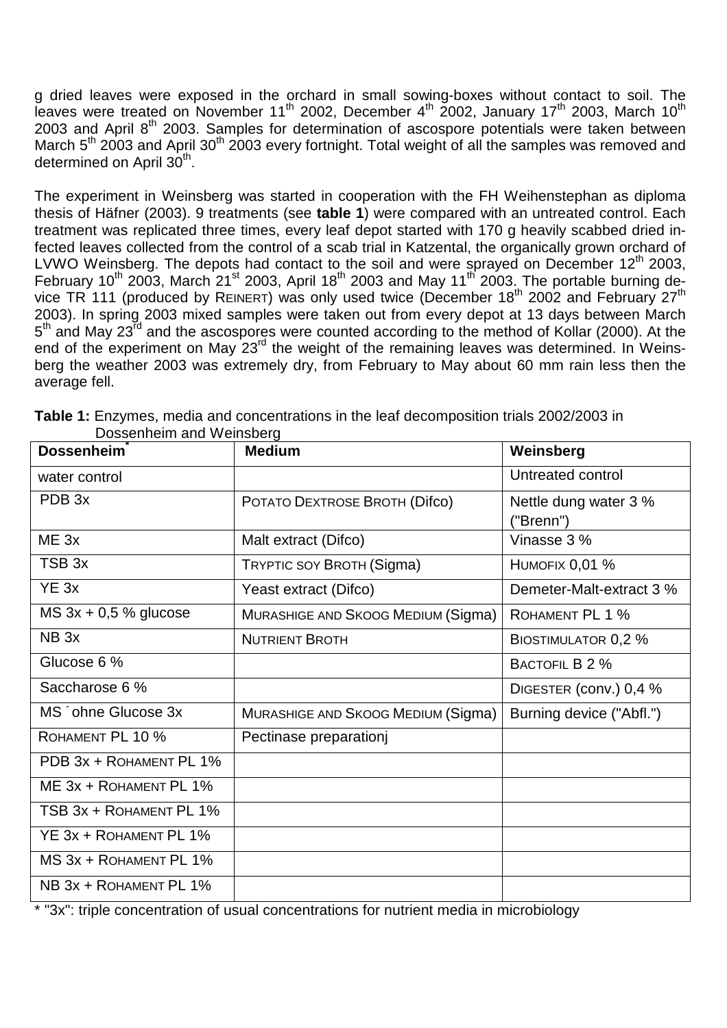g dried leaves were exposed in the orchard in small sowing-boxes without contact to soil. The leaves were treated on November 11th 2002, December 4th 2002, January 17th 2003, March 10th 2003 and April 8th 2003. Samples for determination of ascospore potentials were taken between March 5th 2003 and April 30th 2003 every fortnight. Total weight of all the samples was removed and determined on April 30th.

The experiment in Weinsberg was started in cooperation with the FH Weihenstephan as diploma thesis of Häfner (2003). 9 treatments (see **table 1**) were compared with an untreated control. Each treatment was replicated three times, every leaf depot started with 170 g heavily scabbed dried infected leaves collected from the control of a scab trial in Katzental, the organically grown orchard of LVWO Weinsberg. The depots had contact to the soil and were sprayed on December 12th 2003, February 10th 2003, March 21st 2003, April 18th 2003 and May 11th 2003. The portable burning device TR 111 (produced by REINERT) was only used twice (December 18th 2002 and February 27th 2003). In spring 2003 mixed samples were taken out from every depot at 13 days between March 5th and May 23rd and the ascospores were counted according to the method of Kollar (2000). At the end of the experiment on May 23rd the weight of the remaining leaves was determined. In Weinsberg the weather 2003 was extremely dry, from February to May about 60 mm rain less then the average fell.

**Table 1:** Enzymes, media and concentrations in the leaf decomposition trials 2002/2003 in Dossenheim and Weinsberg

| Dossenheim* | Medium | Weinsberg |
|---|---|---|
| water control | | Untreated control |
| PDB 3x | POTATO DEXTROSE BROTH (Difco) | Nettle dung water 3 % ("Brenn") |
| ME 3x | Malt extract (Difco) | Vinasse 3 % |
| TSB 3x | TRYPTIC SOY BROTH (Sigma) | HUMOFIX 0,01 % |
| YE 3x | Yeast extract (Difco) | Demeter-Malt-extract 3 % |
| MS 3x + 0,5 % glucose | MURASHIGE AND SKOOG MEDIUM (Sigma) | ROHAMENT PL 1 % |
| NB 3x | NUTRIENT BROTH | BIOSTIMULATOR 0,2 % |
| Glucose 6 % | | BACTOFIL B 2 % |
| Saccharose 6 % | | DIGESTER (conv.) 0,4 % |
| MS - ohne Glucose 3x | MURASHIGE AND SKOOG MEDIUM (Sigma) | Burning device ("Abfl.") |
| ROHAMENT PL 10 % | Pectinase preparationj | |
| PDB 3x + ROHAMENT PL 1% | | |
| ME 3x + ROHAMENT PL 1% | | |
| TSB 3x + ROHAMENT PL 1% | | |
| YE 3x + ROHAMENT PL 1% | | |
| MS 3x + ROHAMENT PL 1% | | |
| NB 3x + ROHAMENT PL 1% | | |

* "3x": triple concentration of usual concentrations for nutrient media in microbiology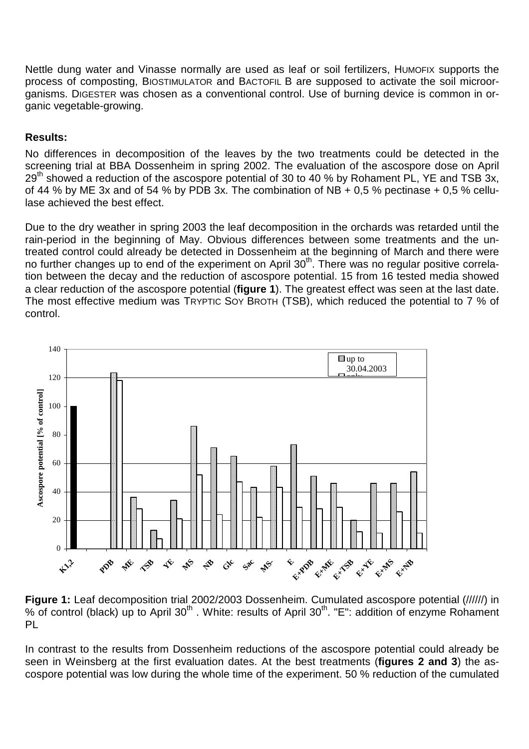Nettle dung water and Vinasse normally are used as leaf or soil fertilizers, HUMOFIX supports the process of composting, BIOSTIMULATOR and BACTOFIL B are supposed to activate the soil microorganisms. DIGESTER was chosen as a conventional control. Use of burning device is common in organic vegetable-growing.

**Results:**

No differences in decomposition of the leaves by the two treatments could be detected in the screening trial at BBA Dossenheim in spring 2002. The evaluation of the ascospore dose on April 29th showed a reduction of the ascospore potential of 30 to 40 % by Rohament PL, YE and TSB 3x, of 44 % by ME 3x and of 54 % by PDB 3x. The combination of NB + 0,5 % pectinase + 0,5 % cellulase achieved the best effect.

Due to the dry weather in spring 2003 the leaf decomposition in the orchards was retarded until the rain-period in the beginning of May. Obvious differences between some treatments and the untreated control could already be detected in Dossenheim at the beginning of March and there were no further changes up to end of the experiment on April 30th. There was no regular positive correlation between the decay and the reduction of ascospore potential. 15 from 16 tested media showed a clear reduction of the ascospore potential (**figure 1**). The greatest effect was seen at the last date. The most effective medium was TRYPTIC SOY BROTH (TSB), which reduced the potential to 7 % of control.

Ascospore potential [% of control]

140
120
100
80
60
40
20
0

up to 30.04.2003
only

K1,2
PDB
ME
TSB
YE
MS
NB
Glc
Sac
MS-
E
E+PDB
E+ME
E+TSB
E+YE
E+MS
E+NB

**Figure 1:** Leaf decomposition trial 2002/2003 Dossenheim. Cumulated ascospore potential (//////) in % of control (black) up to April 30th . White: results of April 30th. "E": addition of enzyme Rohament PL

In contrast to the results from Dossenheim reductions of the ascospore potential could already be seen in Weinsberg at the first evaluation dates. At the best treatments (**figures 2 and 3**) the ascospore potential was low during the whole time of the experiment. 50 % reduction of the cumulated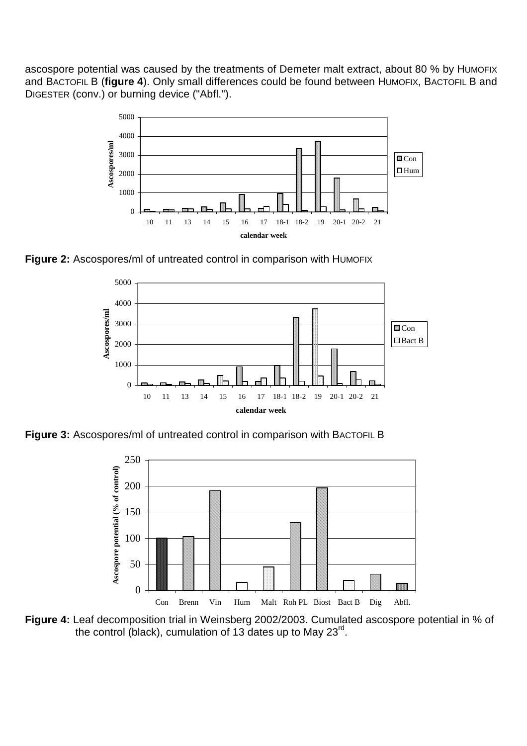ascospore potential was caused by the treatments of Demeter malt extract, about 80 % by HUMOFIX and BACTOFIL B (**figure 4**). Only small differences could be found between HUMOFIX, BACTOFIL B and DIGESTER (conv.) or burning device ("Abfl.").

Ascospores/ml
5000
4000
3000
2000
1000
0
10 11 13 14 15 16 17 18-1 18-2 19 20-1 20-2 21
calendar week
Con
Hum

**Figure 2:** Ascospores/ml of untreated control in comparison with HUMOFIX

Ascospores/ml
5000
4000
3000
2000
1000
0
10 11 13 14 15 16 17 18-1 18-2 19 20-1 20-2 21
calendar week
Con
Bact B

**Figure 3:** Ascospores/ml of untreated control in comparison with BACTOFIL B

Ascospore potential (% of control)
250
200
150
100
50
0
Con Brenn Vin Hum Malt Roh PL Biost Bact B Dig Abfl.

**Figure 4:** Leaf decomposition trial in Weinsberg 2002/2003. Cumulated ascospore potential in % of the control (black), cumulation of 13 dates up to May 23$^{rd}$.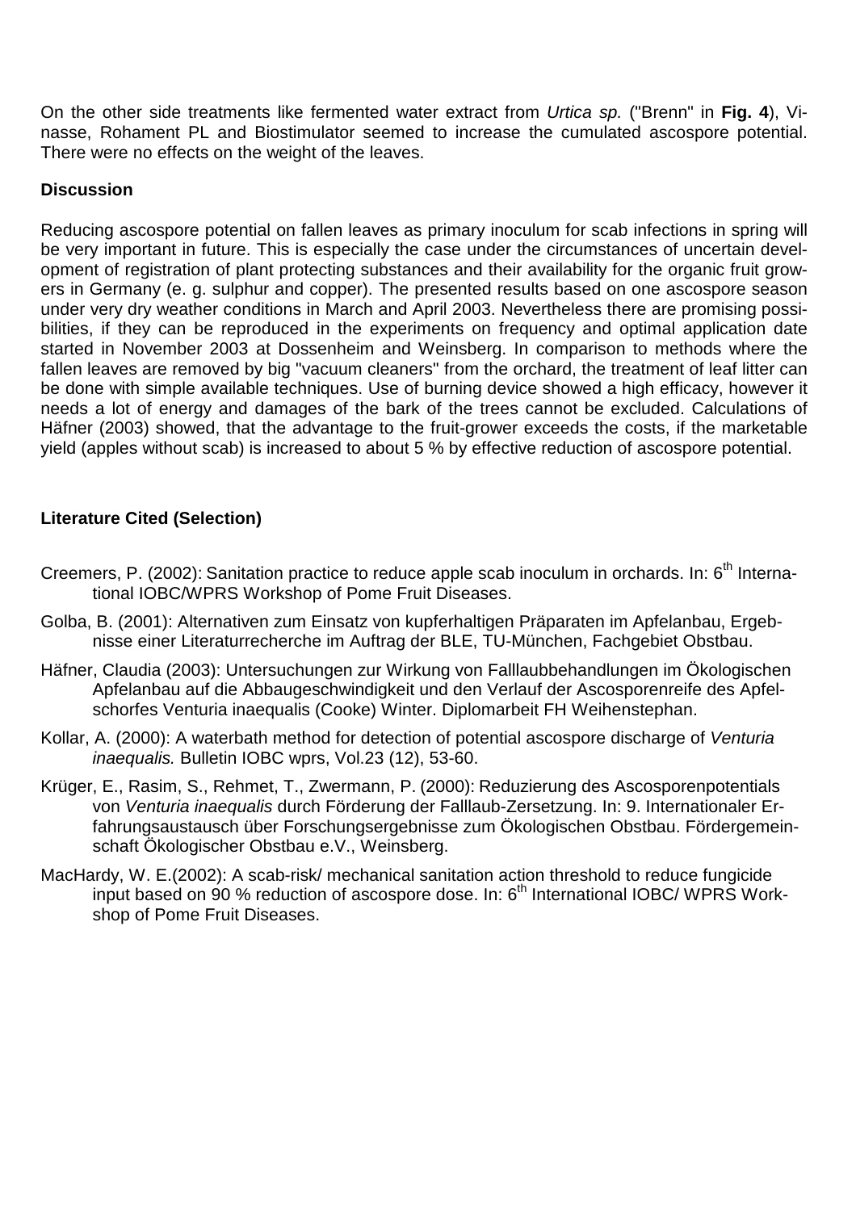On the other side treatments like fermented water extract from *Urtica sp.* ("Brenn" in **Fig. 4**), Vinasse, Rohament PL and Biostimulator seemed to increase the cumulated ascospore potential. There were no effects on the weight of the leaves.

## Discussion

Reducing ascospore potential on fallen leaves as primary inoculum for scab infections in spring will be very important in future. This is especially the case under the circumstances of uncertain development of registration of plant protecting substances and their availability for the organic fruit growers in Germany (e. g. sulphur and copper). The presented results based on one ascospore season under very dry weather conditions in March and April 2003. Nevertheless there are promising possibilities, if they can be reproduced in the experiments on frequency and optimal application date started in November 2003 at Dossenheim and Weinsberg. In comparison to methods where the fallen leaves are removed by big "vacuum cleaners" from the orchard, the treatment of leaf litter can be done with simple available techniques. Use of burning device showed a high efficacy, however it needs a lot of energy and damages of the bark of the trees cannot be excluded. Calculations of Häfner (2003) showed, that the advantage to the fruit-grower exceeds the costs, if the marketable yield (apples without scab) is increased to about 5 % by effective reduction of ascospore potential.

## Literature Cited (Selection)

Creemers, P. (2002): Sanitation practice to reduce apple scab inoculum in orchards. In: 6th International IOBC/WPRS Workshop of Pome Fruit Diseases.

Golba, B. (2001): Alternativen zum Einsatz von kupferhaltigen Präparaten im Apfelanbau, Ergebnisse einer Literaturrecherche im Auftrag der BLE, TU-München, Fachgebiet Obstbau.

Häfner, Claudia (2003): Untersuchungen zur Wirkung von Falllaubbehandlungen im Ökologischen Apfelanbau auf die Abbaugeschwindigkeit und den Verlauf der Ascosporenreife des Apfelschorfes Venturia inaequalis (Cooke) Winter. Diplomarbeit FH Weihenstephan.

Kollar, A. (2000): A waterbath method for detection of potential ascospore discharge of *Venturia inaequalis.* Bulletin IOBC wprs, Vol.23 (12), 53-60.

Krüger, E., Rasim, S., Rehmet, T., Zwermann, P. (2000): Reduzierung des Ascosporenpotentials von *Venturia inaequalis* durch Förderung der Falllaub-Zersetzung. In: 9. Internationaler Erfahrungsaustausch über Forschungsergebnisse zum Ökologischen Obstbau. Fördergemeinschaft Ökologischer Obstbau e.V., Weinsberg.

MacHardy, W. E.(2002): A scab-risk/ mechanical sanitation action threshold to reduce fungicide input based on 90 % reduction of ascospore dose. In: 6th International IOBC/ WPRS Workshop of Pome Fruit Diseases.